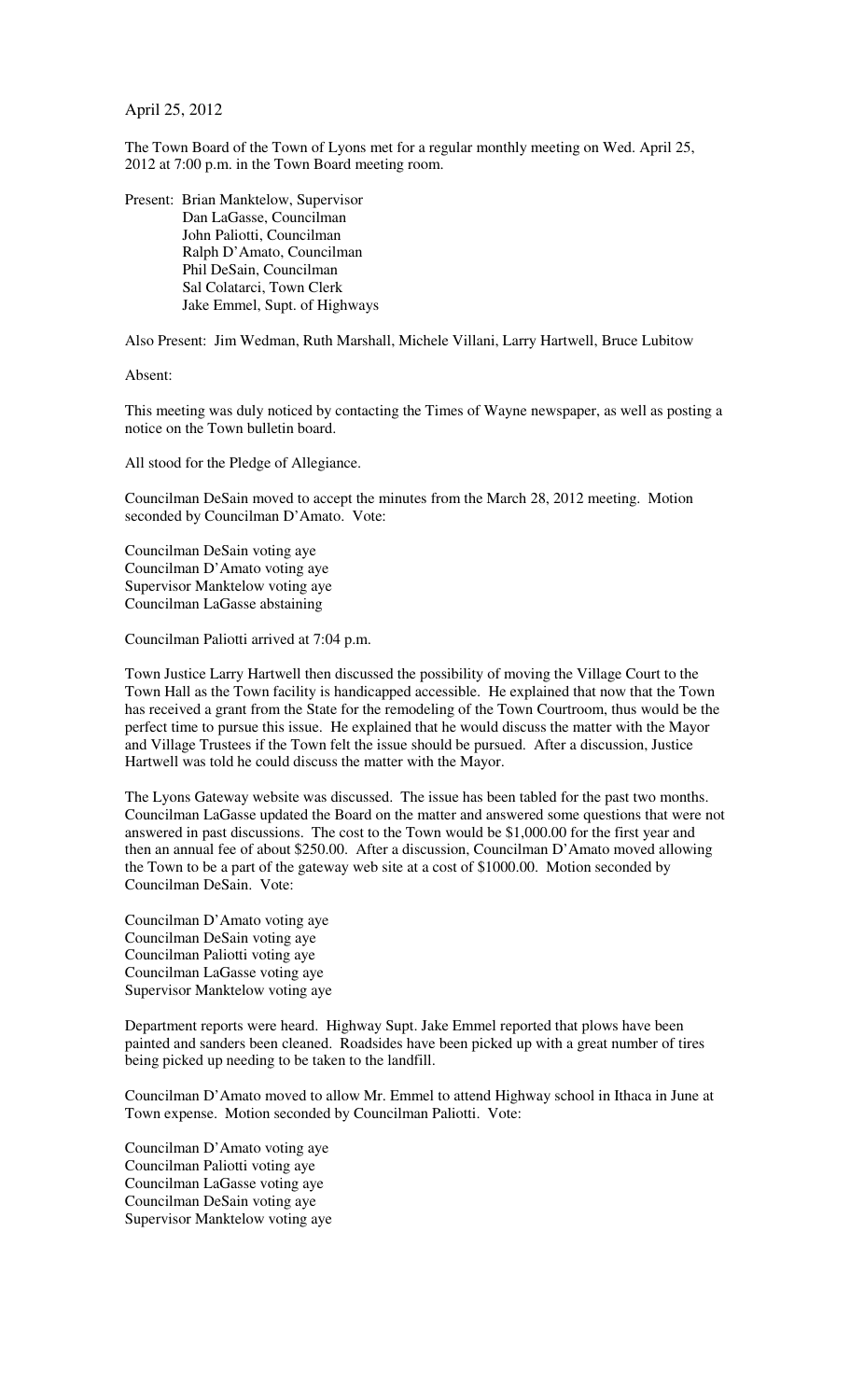April 25, 2012

The Town Board of the Town of Lyons met for a regular monthly meeting on Wed. April 25, 2012 at 7:00 p.m. in the Town Board meeting room.

Present: Brian Manktelow, Supervisor
Dan LaGasse, Councilman
John Paliotti, Councilman
Ralph D'Amato, Councilman
Phil DeSain, Councilman
Sal Colatarci, Town Clerk
Jake Emmel, Supt. of Highways

Also Present: Jim Wedman, Ruth Marshall, Michele Villani, Larry Hartwell, Bruce Lubitow

Absent:

This meeting was duly noticed by contacting the Times of Wayne newspaper, as well as posting a notice on the Town bulletin board.

All stood for the Pledge of Allegiance.

Councilman DeSain moved to accept the minutes from the March 28, 2012 meeting. Motion seconded by Councilman D'Amato. Vote:

Councilman DeSain voting aye
Councilman D'Amato voting aye
Supervisor Manktelow voting aye
Councilman LaGasse abstaining

Councilman Paliotti arrived at 7:04 p.m.

Town Justice Larry Hartwell then discussed the possibility of moving the Village Court to the Town Hall as the Town facility is handicapped accessible. He explained that now that the Town has received a grant from the State for the remodeling of the Town Courtroom, thus would be the perfect time to pursue this issue. He explained that he would discuss the matter with the Mayor and Village Trustees if the Town felt the issue should be pursued. After a discussion, Justice Hartwell was told he could discuss the matter with the Mayor.

The Lyons Gateway website was discussed. The issue has been tabled for the past two months. Councilman LaGasse updated the Board on the matter and answered some questions that were not answered in past discussions. The cost to the Town would be $1,000.00 for the first year and then an annual fee of about $250.00. After a discussion, Councilman D'Amato moved allowing the Town to be a part of the gateway web site at a cost of $1000.00. Motion seconded by Councilman DeSain. Vote:

Councilman D'Amato voting aye
Councilman DeSain voting aye
Councilman Paliotti voting aye
Councilman LaGasse voting aye
Supervisor Manktelow voting aye

Department reports were heard. Highway Supt. Jake Emmel reported that plows have been painted and sanders been cleaned. Roadsides have been picked up with a great number of tires being picked up needing to be taken to the landfill.

Councilman D'Amato moved to allow Mr. Emmel to attend Highway school in Ithaca in June at Town expense. Motion seconded by Councilman Paliotti. Vote:

Councilman D'Amato voting aye
Councilman Paliotti voting aye
Councilman LaGasse voting aye
Councilman DeSain voting aye
Supervisor Manktelow voting aye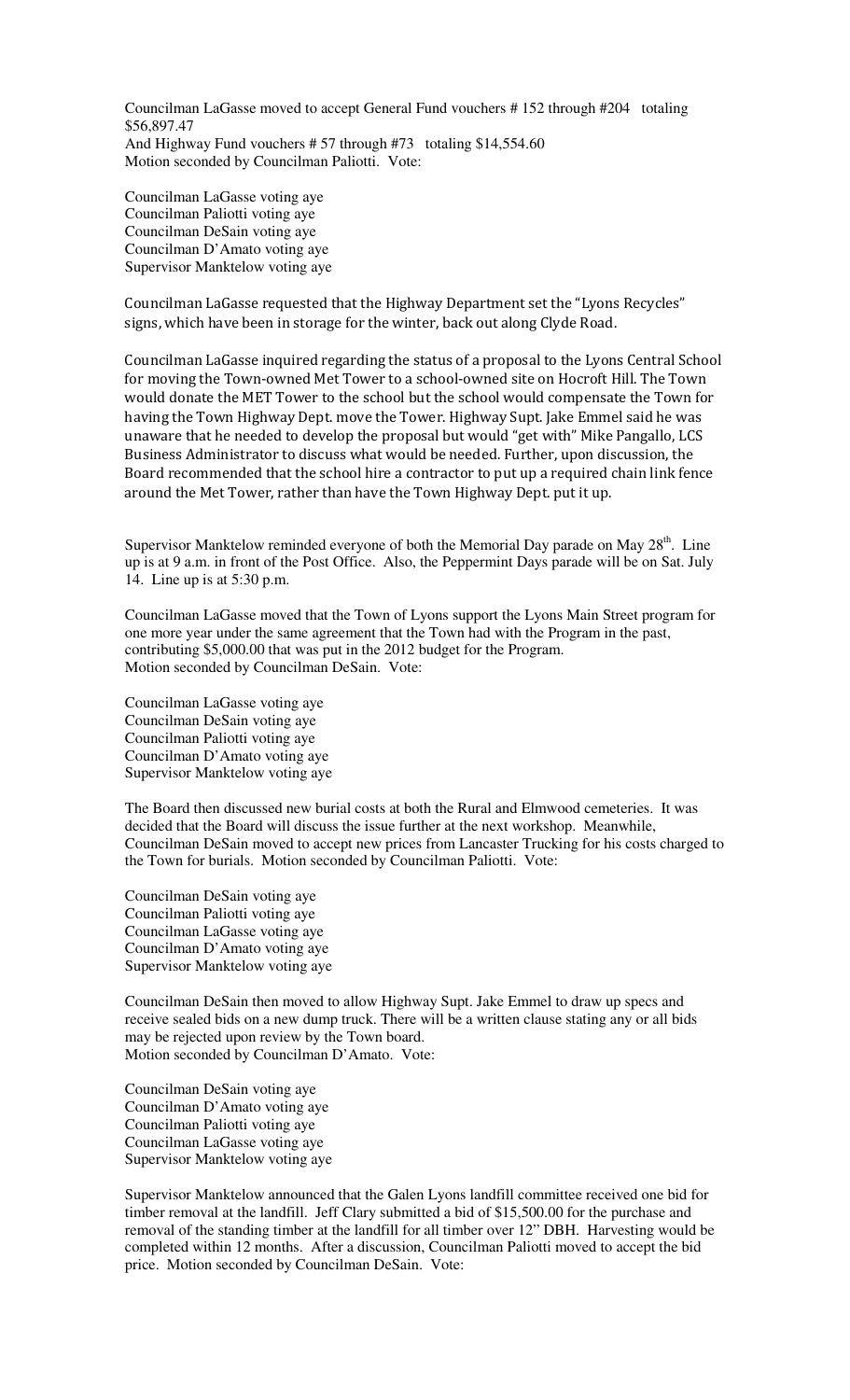Councilman LaGasse moved to accept General Fund vouchers # 152 through #204 totaling $56,897.47
And Highway Fund vouchers # 57 through #73 totaling $14,554.60
Motion seconded by Councilman Paliotti. Vote:

Councilman LaGasse voting aye
Councilman Paliotti voting aye
Councilman DeSain voting aye
Councilman D'Amato voting aye
Supervisor Manktelow voting aye

Councilman LaGasse requested that the Highway Department set the "Lyons Recycles" signs, which have been in storage for the winter, back out along Clyde Road.

Councilman LaGasse inquired regarding the status of a proposal to the Lyons Central School for moving the Town-owned Met Tower to a school-owned site on Hocroft Hill. The Town would donate the MET Tower to the school but the school would compensate the Town for having the Town Highway Dept. move the Tower. Highway Supt. Jake Emmel said he was unaware that he needed to develop the proposal but would "get with" Mike Pangallo, LCS Business Administrator to discuss what would be needed. Further, upon discussion, the Board recommended that the school hire a contractor to put up a required chain link fence around the Met Tower, rather than have the Town Highway Dept. put it up.

Supervisor Manktelow reminded everyone of both the Memorial Day parade on May 28th. Line up is at 9 a.m. in front of the Post Office. Also, the Peppermint Days parade will be on Sat. July 14. Line up is at 5:30 p.m.

Councilman LaGasse moved that the Town of Lyons support the Lyons Main Street program for one more year under the same agreement that the Town had with the Program in the past, contributing $5,000.00 that was put in the 2012 budget for the Program.
Motion seconded by Councilman DeSain. Vote:

Councilman LaGasse voting aye
Councilman DeSain voting aye
Councilman Paliotti voting aye
Councilman D'Amato voting aye
Supervisor Manktelow voting aye

The Board then discussed new burial costs at both the Rural and Elmwood cemeteries. It was decided that the Board will discuss the issue further at the next workshop. Meanwhile, Councilman DeSain moved to accept new prices from Lancaster Trucking for his costs charged to the Town for burials. Motion seconded by Councilman Paliotti. Vote:

Councilman DeSain voting aye
Councilman Paliotti voting aye
Councilman LaGasse voting aye
Councilman D'Amato voting aye
Supervisor Manktelow voting aye

Councilman DeSain then moved to allow Highway Supt. Jake Emmel to draw up specs and receive sealed bids on a new dump truck. There will be a written clause stating any or all bids may be rejected upon review by the Town board.
Motion seconded by Councilman D'Amato. Vote:

Councilman DeSain voting aye
Councilman D'Amato voting aye
Councilman Paliotti voting aye
Councilman LaGasse voting aye
Supervisor Manktelow voting aye

Supervisor Manktelow announced that the Galen Lyons landfill committee received one bid for timber removal at the landfill. Jeff Clary submitted a bid of $15,500.00 for the purchase and removal of the standing timber at the landfill for all timber over 12" DBH. Harvesting would be completed within 12 months. After a discussion, Councilman Paliotti moved to accept the bid price. Motion seconded by Councilman DeSain. Vote: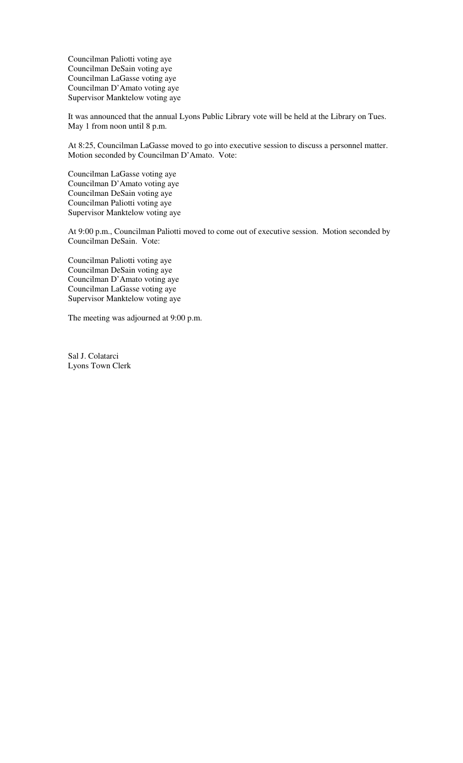Councilman Paliotti voting aye
Councilman DeSain voting aye
Councilman LaGasse voting aye
Councilman D'Amato voting aye
Supervisor Manktelow voting aye

It was announced that the annual Lyons Public Library vote will be held at the Library on Tues. May 1 from noon until 8 p.m.

At 8:25, Councilman LaGasse moved to go into executive session to discuss a personnel matter. Motion seconded by Councilman D'Amato. Vote:

Councilman LaGasse voting aye
Councilman D'Amato voting aye
Councilman DeSain voting aye
Councilman Paliotti voting aye
Supervisor Manktelow voting aye

At 9:00 p.m., Councilman Paliotti moved to come out of executive session. Motion seconded by Councilman DeSain. Vote:

Councilman Paliotti voting aye
Councilman DeSain voting aye
Councilman D'Amato voting aye
Councilman LaGasse voting aye
Supervisor Manktelow voting aye

The meeting was adjourned at 9:00 p.m.

Sal J. Colatarci
Lyons Town Clerk